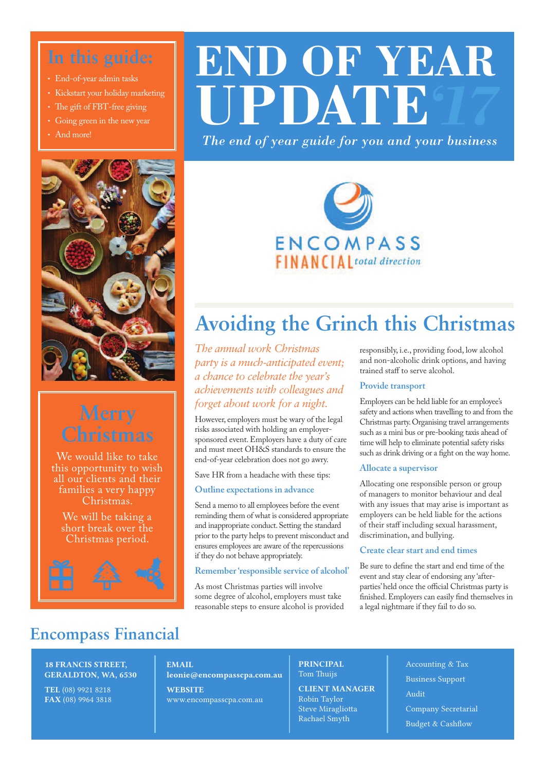# END OF YEAR UPDATE '17

*The end of year guide for you and your business*

## In this guide:

- End-of-year admin tasks
- Kickstart your holiday marketing
- The gift of FBT-free giving
- Going green in the new year
- And more!

ENCOMPASS FINANCIAL *total direction*

## Merry Christmas

We would like to take this opportunity to wish all our clients and their families a very happy Christmas.

We will be taking a short break over the Christmas period.

## Avoiding the Grinch this Christmas

*The annual work Christmas party is a much-anticipated event; a chance to celebrate the year's achievements with colleagues and forget about work for a night.*

However, employers must be wary of the legal risks associated with holding an employer-sponsored event. Employers have a duty of care and must meet OH&S standards to ensure the end-of-year celebration does not go awry.

Save HR from a headache with these tips:

### Outline expectations in advance

Send a memo to all employees before the event reminding them of what is considered appropriate and inappropriate conduct. Setting the standard prior to the party helps to prevent misconduct and ensures employees are aware of the repercussions if they do not behave appropriately.

### Remember 'responsible service of alcohol'

As most Christmas parties will involve some degree of alcohol, employers must take reasonable steps to ensure alcohol is provided responsibly, i.e., providing food, low alcohol and non-alcoholic drink options, and having trained staff to serve alcohol.

### Provide transport

Employers can be held liable for an employee's safety and actions when travelling to and from the Christmas party. Organising travel arrangements such as a mini bus or pre-booking taxis ahead of time will help to eliminate potential safety risks such as drink driving or a fight on the way home.

### Allocate a supervisor

Allocating one responsible person or group of managers to monitor behaviour and deal with any issues that may arise is important as employers can be held liable for the actions of their staff including sexual harassment, discrimination, and bullying.

### Create clear start and end times

Be sure to define the start and end time of the event and stay clear of endorsing any 'after-parties' held once the official Christmas party is finished. Employers can easily find themselves in a legal nightmare if they fail to do so.

## Encompass Financial

**18 FRANCIS STREET, GERALDTON, WA, 6530**
**TEL** (08) 9921 8218
**FAX** (08) 9964 3818

**EMAIL**
**leonie@encompasscpa.com.au**
**WEBSITE**
www.encompasscpa.com.au

**PRINCIPAL**
Tom Thuijs
**CLIENT MANAGER**
Robin Taylor
Steve Miragliotta
Rachael Smyth

Accounting & Tax
Business Support
Audit
Company Secretarial
Budget & Cashflow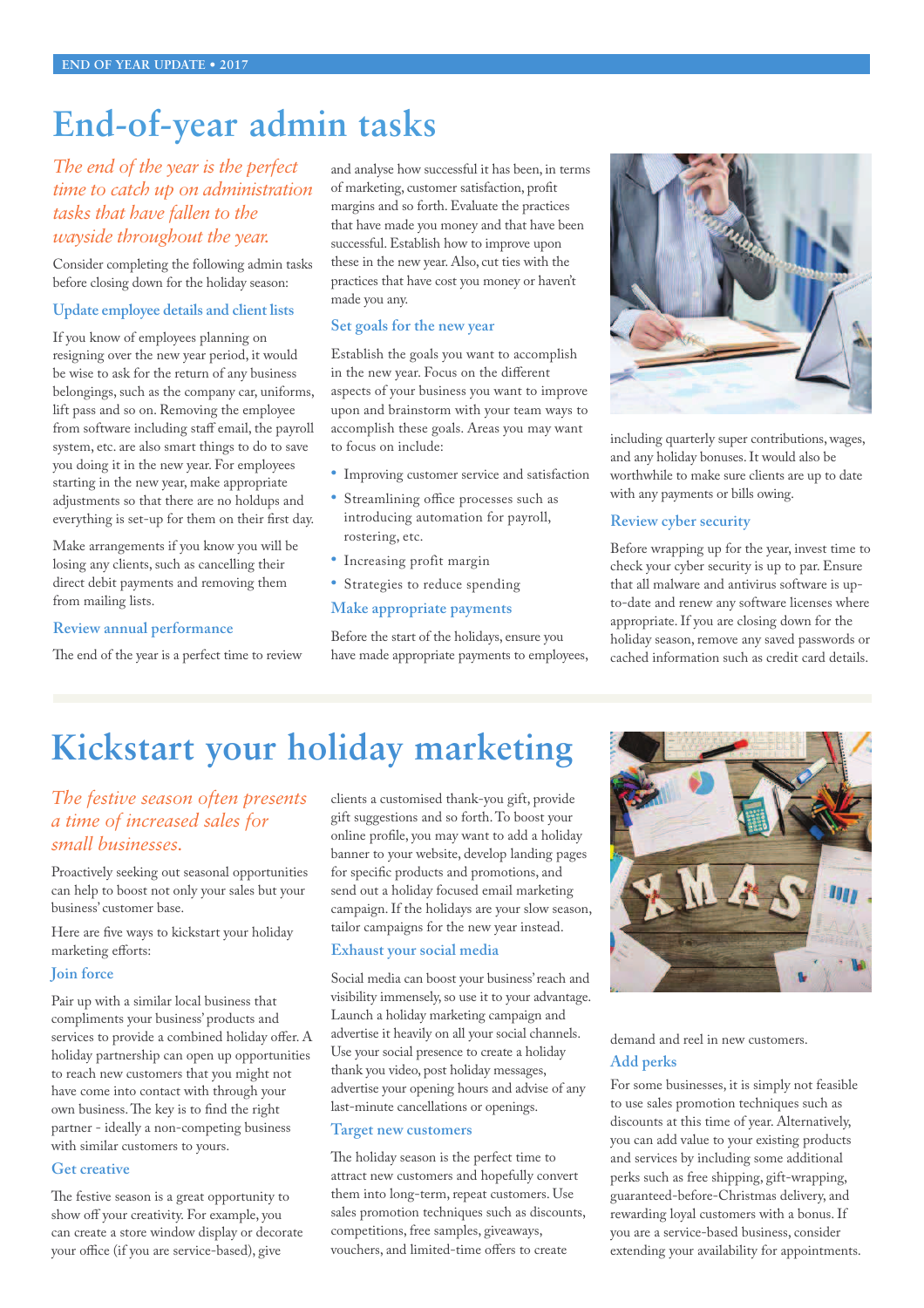# End-of-year admin tasks

*The end of the year is the perfect time to catch up on administration tasks that have fallen to the wayside throughout the year.*

Consider completing the following admin tasks before closing down for the holiday season:

### Update employee details and client lists

If you know of employees planning on resigning over the new year period, it would be wise to ask for the return of any business belongings, such as the company car, uniforms, lift pass and so on. Removing the employee from software including staff email, the payroll system, etc. are also smart things to do to save you doing it in the new year. For employees starting in the new year, make appropriate adjustments so that there are no holdups and everything is set-up for them on their first day.

Make arrangements if you know you will be losing any clients, such as cancelling their direct debit payments and removing them from mailing lists.

### Review annual performance

The end of the year is a perfect time to review and analyse how successful it has been, in terms of marketing, customer satisfaction, profit margins and so forth. Evaluate the practices that have made you money and that have been successful. Establish how to improve upon these in the new year. Also, cut ties with the practices that have cost you money or haven't made you any.

### Set goals for the new year

Establish the goals you want to accomplish in the new year. Focus on the different aspects of your business you want to improve upon and brainstorm with your team ways to accomplish these goals. Areas you may want to focus on include:

- Improving customer service and satisfaction
- Streamlining office processes such as introducing automation for payroll, rostering, etc.
- Increasing profit margin
- Strategies to reduce spending

### Make appropriate payments

Before the start of the holidays, ensure you have made appropriate payments to employees, including quarterly super contributions, wages, and any holiday bonuses. It would also be worthwhile to make sure clients are up to date with any payments or bills owing.

### Review cyber security

Before wrapping up for the year, invest time to check your cyber security is up to par. Ensure that all malware and antivirus software is up-to-date and renew any software licenses where appropriate. If you are closing down for the holiday season, remove any saved passwords or cached information such as credit card details.

# Kickstart your holiday marketing

*The festive season often presents a time of increased sales for small businesses.*

Proactively seeking out seasonal opportunities can help to boost not only your sales but your business' customer base.

Here are five ways to kickstart your holiday marketing efforts:

### Join force

Pair up with a similar local business that compliments your business' products and services to provide a combined holiday offer. A holiday partnership can open up opportunities to reach new customers that you might not have come into contact with through your own business. The key is to find the right partner - ideally a non-competing business with similar customers to yours.

### Get creative

The festive season is a great opportunity to show off your creativity. For example, you can create a store window display or decorate your office (if you are service-based), give clients a customised thank-you gift, provide gift suggestions and so forth. To boost your online profile, you may want to add a holiday banner to your website, develop landing pages for specific products and promotions, and send out a holiday focused email marketing campaign. If the holidays are your slow season, tailor campaigns for the new year instead.

### Exhaust your social media

Social media can boost your business' reach and visibility immensely, so use it to your advantage. Launch a holiday marketing campaign and advertise it heavily on all your social channels. Use your social presence to create a holiday thank you video, post holiday messages, advertise your opening hours and advise of any last-minute cancellations or openings.

### Target new customers

The holiday season is the perfect time to attract new customers and hopefully convert them into long-term, repeat customers. Use sales promotion techniques such as discounts, competitions, free samples, giveaways, vouchers, and limited-time offers to create demand and reel in new customers.

### Add perks

For some businesses, it is simply not feasible to use sales promotion techniques such as discounts at this time of year. Alternatively, you can add value to your existing products and services by including some additional perks such as free shipping, gift-wrapping, guaranteed-before-Christmas delivery, and rewarding loyal customers with a bonus. If you are a service-based business, consider extending your availability for appointments.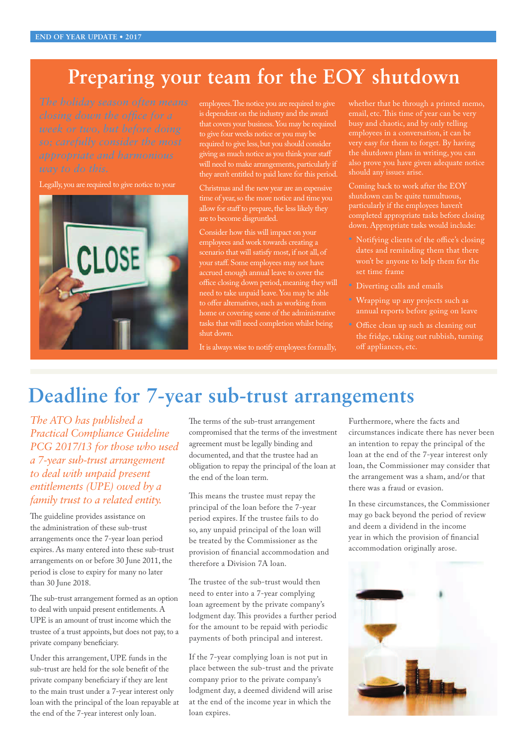# Preparing your team for the EOY shutdown

*The holiday season often means closing down the office for a week or two, but before doing so; carefully consider the most appropriate and harmonious way to do this.*

Legally, you are required to give notice to your employees. The notice you are required to give is dependent on the industry and the award that covers your business. You may be required to give four weeks notice or you may be required to give less, but you should consider giving as much notice as you think your staff will need to make arrangements, particularly if they aren't entitled to paid leave for this period.

Christmas and the new year are an expensive time of year, so the more notice and time you allow for staff to prepare, the less likely they are to become disgruntled.

Consider how this will impact on your employees and work towards creating a scenario that will satisfy most, if not all, of your staff. Some employees may not have accrued enough annual leave to cover the office closing down period, meaning they will need to take unpaid leave. You may be able to offer alternatives, such as working from home or covering some of the administrative tasks that will need completion whilst being shut down.

It is always wise to notify employees formally, whether that be through a printed memo, email, etc. This time of year can be very busy and chaotic, and by only telling employees in a conversation, it can be very easy for them to forget. By having the shutdown plans in writing, you can also prove you have given adequate notice should any issues arise.

Coming back to work after the EOY shutdown can be quite tumultuous, particularly if the employees haven't completed appropriate tasks before closing down. Appropriate tasks would include:

- Notifying clients of the office's closing dates and reminding them that there won't be anyone to help them for the set time frame
- Diverting calls and emails
- Wrapping up any projects such as annual reports before going on leave
- Office clean up such as cleaning out the fridge, taking out rubbish, turning off appliances, etc.

# Deadline for 7-year sub-trust arrangements

*The ATO has published a Practical Compliance Guideline PCG 2017/13 for those who used a 7-year sub-trust arrangement to deal with unpaid present entitlements (UPE) owed by a family trust to a related entity.*

The guideline provides assistance on the administration of these sub-trust arrangements once the 7-year loan period expires. As many entered into these sub-trust arrangements on or before 30 June 2011, the period is close to expiry for many no later than 30 June 2018.

The sub-trust arrangement formed as an option to deal with unpaid present entitlements. A UPE is an amount of trust income which the trustee of a trust appoints, but does not pay, to a private company beneficiary.

Under this arrangement, UPE funds in the sub-trust are held for the sole benefit of the private company beneficiary if they are lent to the main trust under a 7-year interest only loan with the principal of the loan repayable at the end of the 7-year interest only loan.

The terms of the sub-trust arrangement compromised that the terms of the investment agreement must be legally binding and documented, and that the trustee had an obligation to repay the principal of the loan at the end of the loan term.

This means the trustee must repay the principal of the loan before the 7-year period expires. If the trustee fails to do so, any unpaid principal of the loan will be treated by the Commissioner as the provision of financial accommodation and therefore a Division 7A loan.

The trustee of the sub-trust would then need to enter into a 7-year complying loan agreement by the private company's lodgment day. This provides a further period for the amount to be repaid with periodic payments of both principal and interest.

If the 7-year complying loan is not put in place between the sub-trust and the private company prior to the private company's lodgment day, a deemed dividend will arise at the end of the income year in which the loan expires.

Furthermore, where the facts and circumstances indicate there has never been an intention to repay the principal of the loan at the end of the 7-year interest only loan, the Commissioner may consider that the arrangement was a sham, and/or that there was a fraud or evasion.

In these circumstances, the Commissioner may go back beyond the period of review and deem a dividend in the income year in which the provision of financial accommodation originally arose.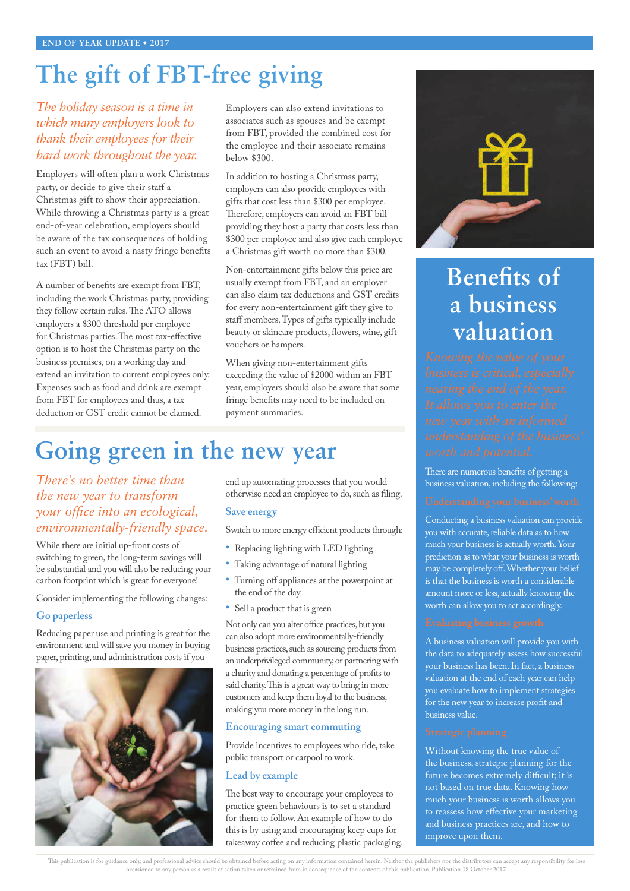# The gift of FBT-free giving

*The holiday season is a time in which many employers look to thank their employees for their hard work throughout the year.*

Employers will often plan a work Christmas party, or decide to give their staff a Christmas gift to show their appreciation. While throwing a Christmas party is a great end-of-year celebration, employers should be aware of the tax consequences of holding such an event to avoid a nasty fringe benefits tax (FBT) bill.

A number of benefits are exempt from FBT, including the work Christmas party, providing they follow certain rules. The ATO allows employers a $300 threshold per employee for Christmas parties. The most tax-effective option is to host the Christmas party on the business premises, on a working day and extend an invitation to current employees only. Expenses such as food and drink are exempt from FBT for employees and thus, a tax deduction or GST credit cannot be claimed.

Employers can also extend invitations to associates such as spouses and be exempt from FBT, provided the combined cost for the employee and their associate remains below $300.

In addition to hosting a Christmas party, employers can also provide employees with gifts that cost less than $300 per employee. Therefore, employers can avoid an FBT bill providing they host a party that costs less than $300 per employee and also give each employee a Christmas gift worth no more than $300.

Non-entertainment gifts below this price are usually exempt from FBT, and an employer can also claim tax deductions and GST credits for every non-entertainment gift they give to staff members. Types of gifts typically include beauty or skincare products, flowers, wine, gift vouchers or hampers.

When giving non-entertainment gifts exceeding the value of $2000 within an FBT year, employers should also be aware that some fringe benefits may need to be included on payment summaries.

# Going green in the new year

*There's no better time than the new year to transform your office into an ecological, environmentally-friendly space.*

While there are initial up-front costs of switching to green, the long-term savings will be substantial and you will also be reducing your carbon footprint which is great for everyone!

Consider implementing the following changes:

### Go paperless

Reducing paper use and printing is great for the environment and will save you money in buying paper, printing, and administration costs if you end up automating processes that you would otherwise need an employee to do, such as filing.

### Save energy

Switch to more energy efficient products through:

- Replacing lighting with LED lighting
- Taking advantage of natural lighting
- Turning off appliances at the powerpoint at the end of the day
- Sell a product that is green

Not only can you alter office practices, but you can also adopt more environmentally-friendly business practices, such as sourcing products from an underprivileged community, or partnering with a charity and donating a percentage of profits to said charity. This is a great way to bring in more customers and keep them loyal to the business, making you more money in the long run.

### Encouraging smart commuting

Provide incentives to employees who ride, take public transport or carpool to work.

### Lead by example

The best way to encourage your employees to practice green behaviours is to set a standard for them to follow. An example of how to do this is by using and encouraging keep cups for takeaway coffee and reducing plastic packaging.

# Benefits of a business valuation

*Knowing the value of your business is critical, especially nearing the end of the year. It allows you to enter the new year with an informed understanding of the business' worth and potential.*

There are numerous benefits of getting a business valuation, including the following:

### Understanding your business' worth

Conducting a business valuation can provide you with accurate, reliable data as to how much your business is actually worth. Your prediction as to what your business is worth may be completely off. Whether your belief is that the business is worth a considerable amount more or less, actually knowing the worth can allow you to act accordingly.

### Evaluating business growth

A business valuation will provide you with the data to adequately assess how successful your business has been. In fact, a business valuation at the end of each year can help you evaluate how to implement strategies for the new year to increase profit and business value.

### Strategic planning

Without knowing the true value of the business, strategic planning for the future becomes extremely difficult; it is not based on true data. Knowing how much your business is worth allows you to reassess how effective your marketing and business practices are, and how to improve upon them.

This publication is for guidance only, and professional advice should be obtained before acting on any information contained herein. Neither the publishers nor the distributors can accept any responsibility for loss occasioned to any person as a result of action taken or refrained from in consequence of the contents of this publication. Publication 18 October 2017.